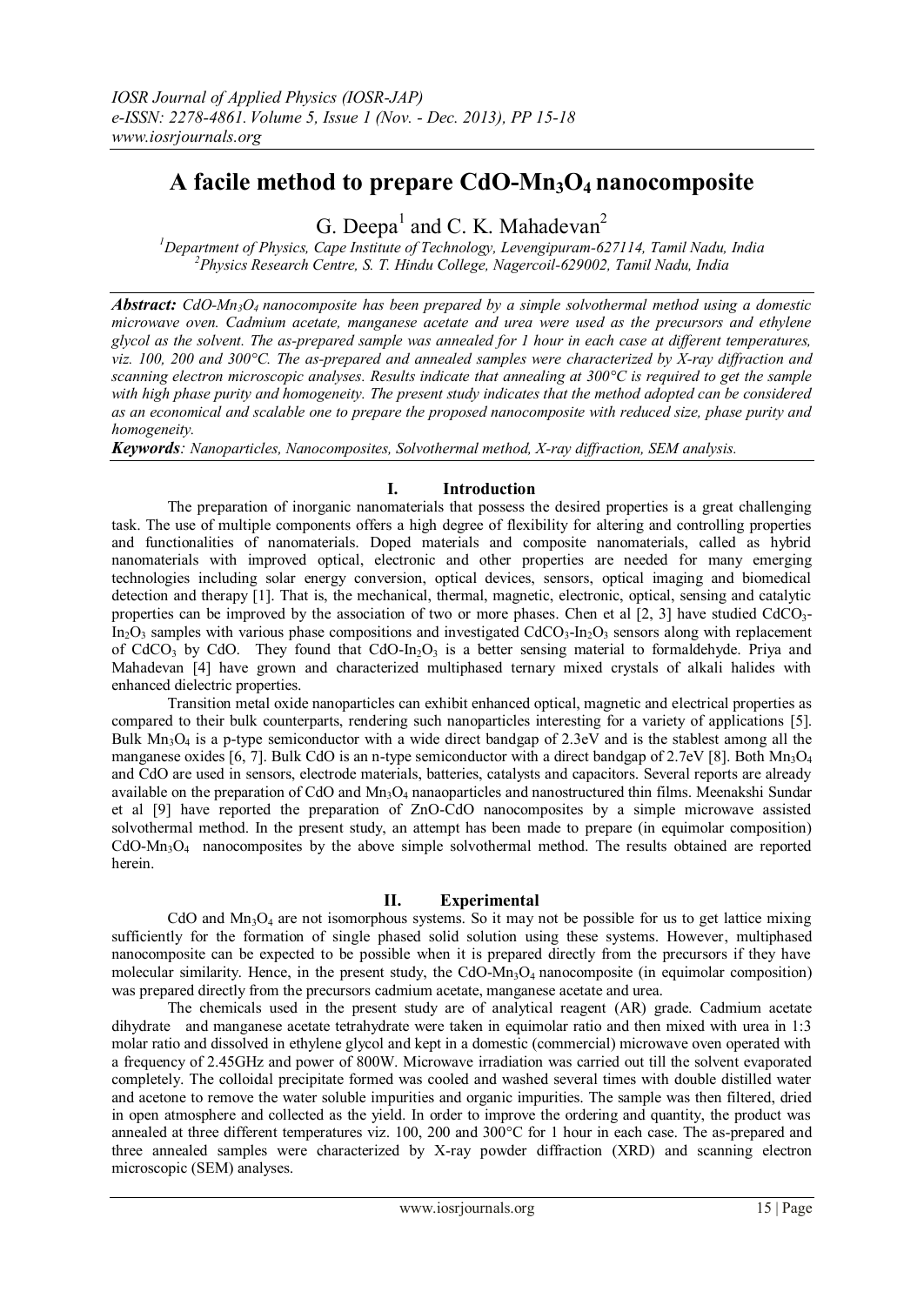# A facile method to prepare $CdO$-$Mn_3O_4$ nanocomposite

G. Deepa[1] and C. K. Mahadevan[2]

[1]Department of Physics, Cape Institute of Technology, Levengipuram-627114, Tamil Nadu, India
[2]Physics Research Centre, S. T. Hindu College, Nagercoil-629002, Tamil Nadu, India

***Abstract:*** *$CdO$-$Mn_3O_4$ nanocomposite has been prepared by a simple solvothermal method using a domestic microwave oven. Cadmium acetate, manganese acetate and urea were used as the precursors and ethylene glycol as the solvent. The as-prepared sample was annealed for 1 hour in each case at different temperatures, viz. 100, 200 and 300°C. The as-prepared and annealed samples were characterized by X-ray diffraction and scanning electron microscopic analyses. Results indicate that annealing at 300°C is required to get the sample with high phase purity and homogeneity. The present study indicates that the method adopted can be considered as an economical and scalable one to prepare the proposed nanocomposite with reduced size, phase purity and homogeneity.*

***Keywords****: Nanoparticles, Nanocomposites, Solvothermal method, X-ray diffraction, SEM analysis.*

## I. Introduction

The preparation of inorganic nanomaterials that possess the desired properties is a great challenging task. The use of multiple components offers a high degree of flexibility for altering and controlling properties and functionalities of nanomaterials. Doped materials and composite nanomaterials, called as hybrid nanomaterials with improved optical, electronic and other properties are needed for many emerging technologies including solar energy conversion, optical devices, sensors, optical imaging and biomedical detection and therapy [1]. That is, the mechanical, thermal, magnetic, electronic, optical, sensing and catalytic properties can be improved by the association of two or more phases. Chen et al [2, 3] have studied $CdCO_3$-$In_2O_3$ samples with various phase compositions and investigated $CdCO_3$-$In_2O_3$ sensors along with replacement of $CdCO_3$ by CdO. They found that $CdO$-$In_2O_3$ is a better sensing material to formaldehyde. Priya and Mahadevan [4] have grown and characterized multiphased ternary mixed crystals of alkali halides with enhanced dielectric properties.

Transition metal oxide nanoparticles can exhibit enhanced optical, magnetic and electrical properties as compared to their bulk counterparts, rendering such nanoparticles interesting for a variety of applications [5]. Bulk $Mn_3O_4$ is a p-type semiconductor with a wide direct bandgap of 2.3eV and is the stablest among all the manganese oxides [6, 7]. Bulk CdO is an n-type semiconductor with a direct bandgap of 2.7eV [8]. Both $Mn_3O_4$ and CdO are used in sensors, electrode materials, batteries, catalysts and capacitors. Several reports are already available on the preparation of CdO and $Mn_3O_4$ nanaoparticles and nanostructured thin films. Meenakshi Sundar et al [9] have reported the preparation of ZnO-CdO nanocomposites by a simple microwave assisted solvothermal method. In the present study, an attempt has been made to prepare (in equimolar composition) $CdO$-$Mn_3O_4$ nanocomposites by the above simple solvothermal method. The results obtained are reported herein.

## II. Experimental

CdO and $Mn_3O_4$ are not isomorphous systems. So it may not be possible for us to get lattice mixing sufficiently for the formation of single phased solid solution using these systems. However, multiphased nanocomposite can be expected to be possible when it is prepared directly from the precursors if they have molecular similarity. Hence, in the present study, the $CdO$-$Mn_3O_4$ nanocomposite (in equimolar composition) was prepared directly from the precursors cadmium acetate, manganese acetate and urea.

The chemicals used in the present study are of analytical reagent (AR) grade. Cadmium acetate dihydrate and manganese acetate tetrahydrate were taken in equimolar ratio and then mixed with urea in 1:3 molar ratio and dissolved in ethylene glycol and kept in a domestic (commercial) microwave oven operated with a frequency of 2.45GHz and power of 800W. Microwave irradiation was carried out till the solvent evaporated completely. The colloidal precipitate formed was cooled and washed several times with double distilled water and acetone to remove the water soluble impurities and organic impurities. The sample was then filtered, dried in open atmosphere and collected as the yield. In order to improve the ordering and quantity, the product was annealed at three different temperatures viz. 100, 200 and 300°C for 1 hour in each case. The as-prepared and three annealed samples were characterized by X-ray powder diffraction (XRD) and scanning electron microscopic (SEM) analyses.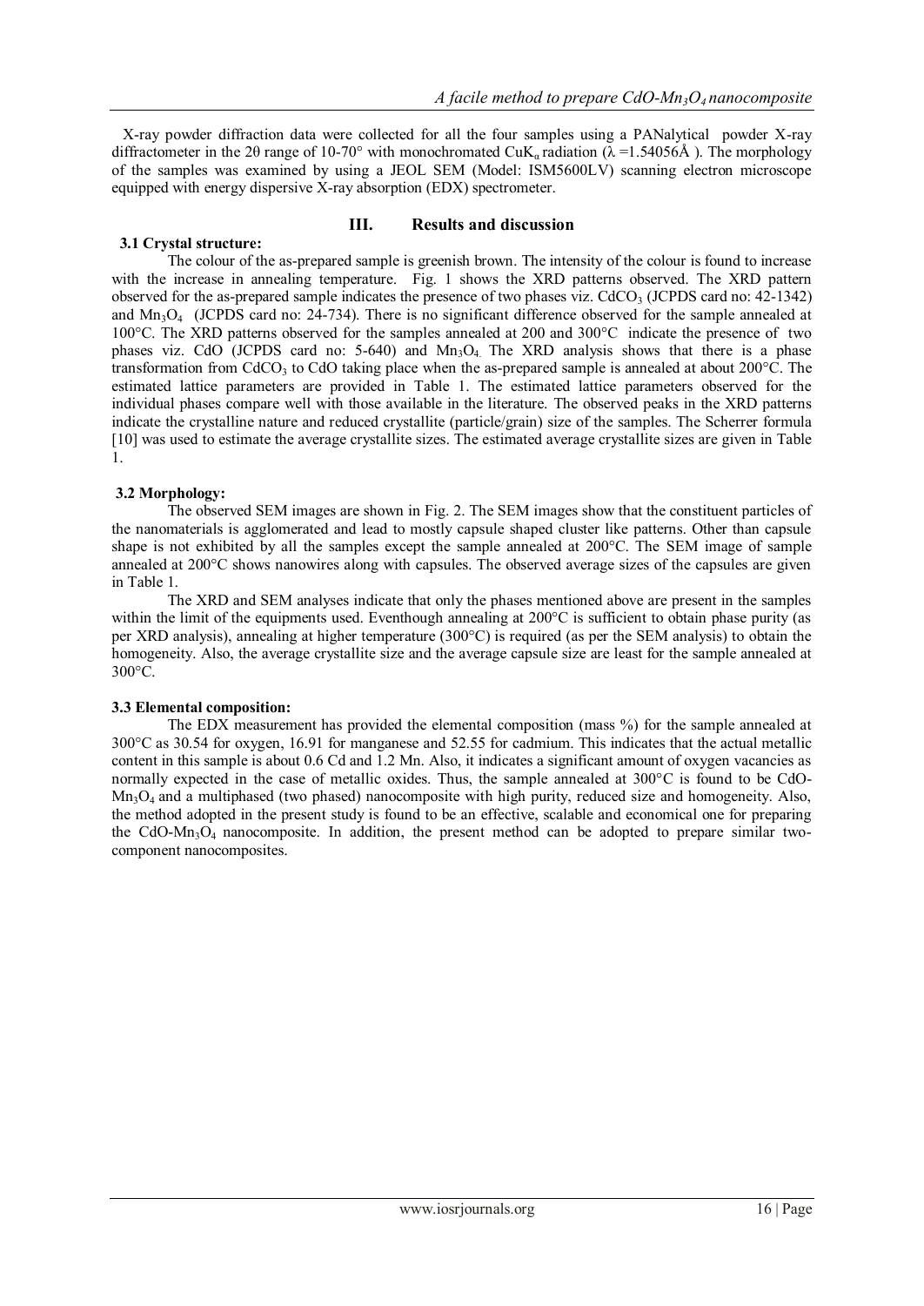X-ray powder diffraction data were collected for all the four samples using a PANalytical powder X-ray diffractometer in the 2θ range of 10-70° with monochromated CuK$_α$ radiation (λ =1.54056Å ). The morphology of the samples was examined by using a JEOL SEM (Model: ISM5600LV) scanning electron microscope equipped with energy dispersive X-ray absorption (EDX) spectrometer.

## III. Results and discussion

### 3.1 Crystal structure:

The colour of the as-prepared sample is greenish brown. The intensity of the colour is found to increase with the increase in annealing temperature. Fig. 1 shows the XRD patterns observed. The XRD pattern observed for the as-prepared sample indicates the presence of two phases viz. $CdCO_3$ (JCPDS card no: 42-1342) and $Mn_3O_4$ (JCPDS card no: 24-734). There is no significant difference observed for the sample annealed at 100°C. The XRD patterns observed for the samples annealed at 200 and 300°C indicate the presence of two phases viz. CdO (JCPDS card no: 5-640) and $Mn_3O_4$. The XRD analysis shows that there is a phase transformation from $CdCO_3$ to CdO taking place when the as-prepared sample is annealed at about 200°C. The estimated lattice parameters are provided in Table 1. The estimated lattice parameters observed for the individual phases compare well with those available in the literature. The observed peaks in the XRD patterns indicate the crystalline nature and reduced crystallite (particle/grain) size of the samples. The Scherrer formula [10] was used to estimate the average crystallite sizes. The estimated average crystallite sizes are given in Table 1.

### 3.2 Morphology:

The observed SEM images are shown in Fig. 2. The SEM images show that the constituent particles of the nanomaterials is agglomerated and lead to mostly capsule shaped cluster like patterns. Other than capsule shape is not exhibited by all the samples except the sample annealed at 200°C. The SEM image of sample annealed at 200°C shows nanowires along with capsules. The observed average sizes of the capsules are given in Table 1.

The XRD and SEM analyses indicate that only the phases mentioned above are present in the samples within the limit of the equipments used. Eventhough annealing at 200°C is sufficient to obtain phase purity (as per XRD analysis), annealing at higher temperature (300°C) is required (as per the SEM analysis) to obtain the homogeneity. Also, the average crystallite size and the average capsule size are least for the sample annealed at 300°C.

### 3.3 Elemental composition:

The EDX measurement has provided the elemental composition (mass %) for the sample annealed at 300°C as 30.54 for oxygen, 16.91 for manganese and 52.55 for cadmium. This indicates that the actual metallic content in this sample is about 0.6 Cd and 1.2 Mn. Also, it indicates a significant amount of oxygen vacancies as normally expected in the case of metallic oxides. Thus, the sample annealed at 300°C is found to be CdO-$Mn_3O_4$ and a multiphased (two phased) nanocomposite with high purity, reduced size and homogeneity. Also, the method adopted in the present study is found to be an effective, scalable and economical one for preparing the CdO-$Mn_3O_4$ nanocomposite. In addition, the present method can be adopted to prepare similar two-component nanocomposites.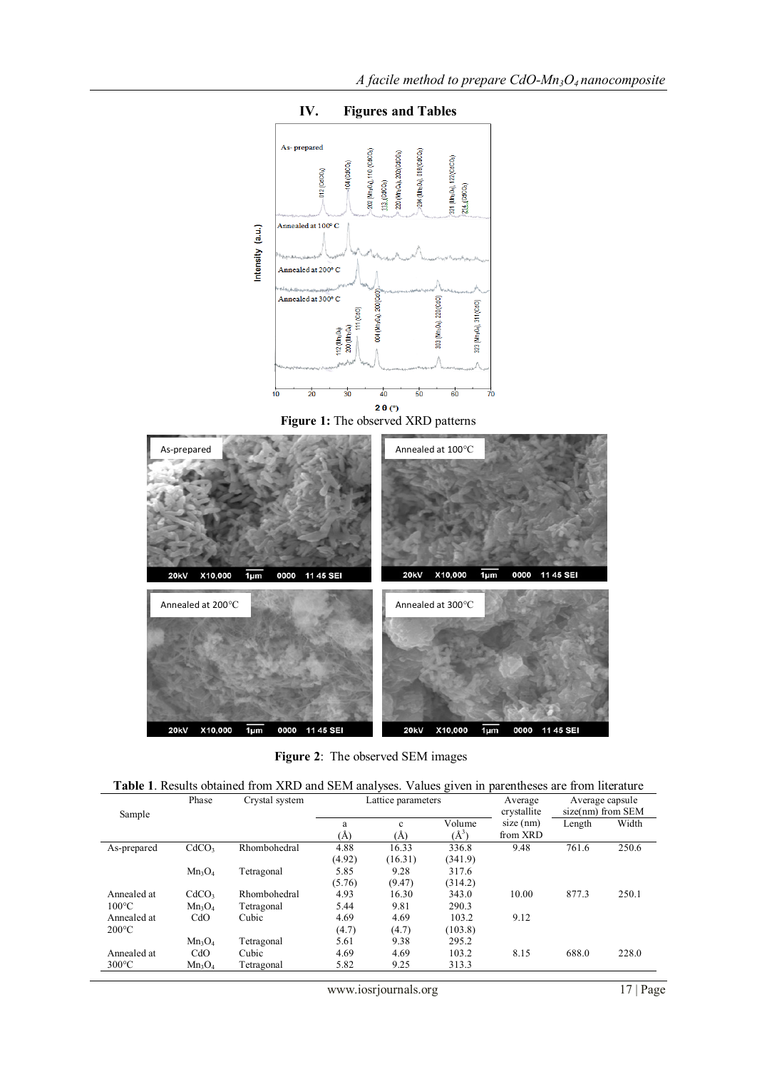## IV. Figures and Tables

**Figure 1:** The observed XRD patterns

**Figure 2**: The observed SEM images

**Table 1**. Results obtained from XRD and SEM analyses. Values given in parentheses are from literature

| Sample | Phase | Crystal system | Lattice parameters | | | Average crystallite size (nm) from XRD | Average capsule size(nm) from SEM | |
|---|---|---|---|---|---|---|---|---|
| | | | a (Å) | c (Å) | Volume ($Å^3$) | | Length | Width |
| As-prepared | $CdCO_3$ | Rhombohedral | 4.88 (4.92) | 16.33 (16.31) | 336.8 (341.9) | 9.48 | 761.6 | 250.6 |
| | $Mn_3O_4$ | Tetragonal | 5.85 (5.76) | 9.28 (9.47) | 317.6 (314.2) | | | |
| Annealed at 100°C | $CdCO_3$ | Rhombohedral | 4.93 | 16.30 | 343.0 | 10.00 | 877.3 | 250.1 |
| | $Mn_3O_4$ | Tetragonal | 5.44 | 9.81 | 290.3 | | | |
| Annealed at 200°C | CdO | Cubic | 4.69 (4.7) | 4.69 (4.7) | 103.2 (103.8) | 9.12 | | |
| | $Mn_3O_4$ | Tetragonal | 5.61 | 9.38 | 295.2 | | | |
| Annealed at 300°C | CdO | Cubic | 4.69 | 4.69 | 103.2 | 8.15 | 688.0 | 228.0 |
| | $Mn_3O_4$ | Tetragonal | 5.82 | 9.25 | 313.3 | | | |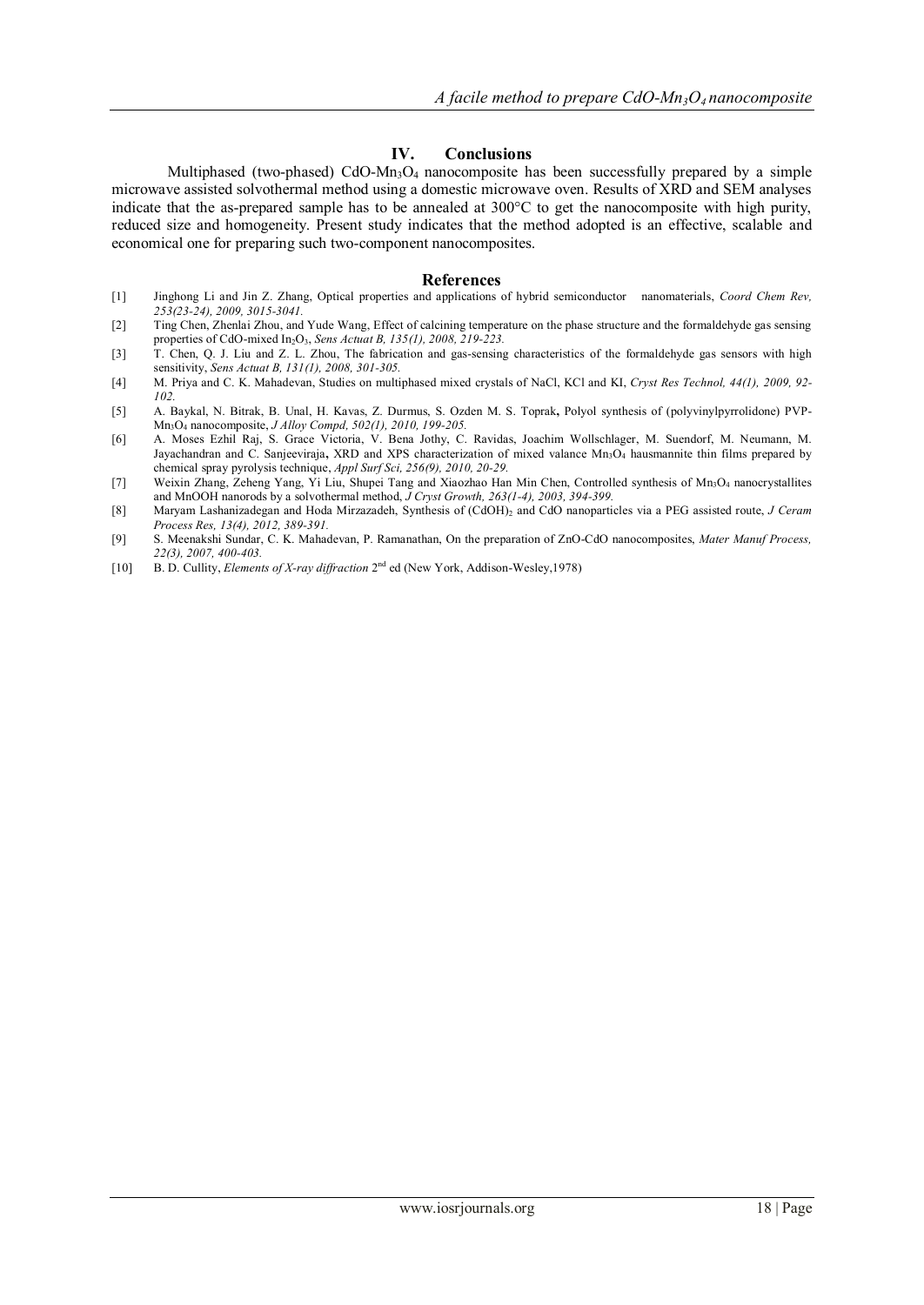## IV. Conclusions

Multiphased (two-phased) CdO-$Mn_3O_4$ nanocomposite has been successfully prepared by a simple microwave assisted solvothermal method using a domestic microwave oven. Results of XRD and SEM analyses indicate that the as-prepared sample has to be annealed at 300°C to get the nanocomposite with high purity, reduced size and homogeneity. Present study indicates that the method adopted is an effective, scalable and economical one for preparing such two-component nanocomposites.

## References

[1] Jinghong Li and Jin Z. Zhang, Optical properties and applications of hybrid semiconductor nanomaterials, *Coord Chem Rev, 253(23-24), 2009, 3015-3041.*

[2] Ting Chen, Zhenlai Zhou, and Yude Wang, Effect of calcining temperature on the phase structure and the formaldehyde gas sensing properties of CdO-mixed $In_2O_3$, *Sens Actuat B, 135(1), 2008, 219-223.*

[3] T. Chen, Q. J. Liu and Z. L. Zhou, The fabrication and gas-sensing characteristics of the formaldehyde gas sensors with high sensitivity, *Sens Actuat B, 131(1), 2008, 301-305.*

[4] M. Priya and C. K. Mahadevan, Studies on multiphased mixed crystals of NaCl, KCl and KI, *Cryst Res Technol, 44(1), 2009, 92-102.*

[5] A. Baykal, N. Bitrak, B. Unal, H. Kavas, Z. Durmus, S. Ozden M. S. Toprak**,** Polyol synthesis of (polyvinylpyrrolidone) PVP-$Mn_3O_4$ nanocomposite, *J Alloy Compd, 502(1), 2010, 199-205.*

[6] A. Moses Ezhil Raj, S. Grace Victoria, V. Bena Jothy, C. Ravidas, Joachim Wollschlager, M. Suendorf, M. Neumann, M. Jayachandran and C. Sanjeeviraja**,** XRD and XPS characterization of mixed valance $Mn_3O_4$ hausmannite thin films prepared by chemical spray pyrolysis technique, *Appl Surf Sci, 256(9), 2010, 20-29.*

[7] Weixin Zhang, Zeheng Yang, Yi Liu, Shupei Tang and Xiaozhao Han Min Chen, Controlled synthesis of $Mn_3O_4$ nanocrystallites and MnOOH nanorods by a solvothermal method, *J Cryst Growth, 263(1-4), 2003, 394-399.*

[8] Maryam Lashanizadegan and Hoda Mirzazadeh, Synthesis of $(CdOH)_2$ and CdO nanoparticles via a PEG assisted route, *J Ceram Process Res, 13(4), 2012, 389-391.*

[9] S. Meenakshi Sundar, C. K. Mahadevan, P. Ramanathan, On the preparation of ZnO-CdO nanocomposites, *Mater Manuf Process, 22(3), 2007, 400-403.*

[10] B. D. Cullity, *Elements of X-ray diffraction* 2nd ed (New York, Addison-Wesley,1978)